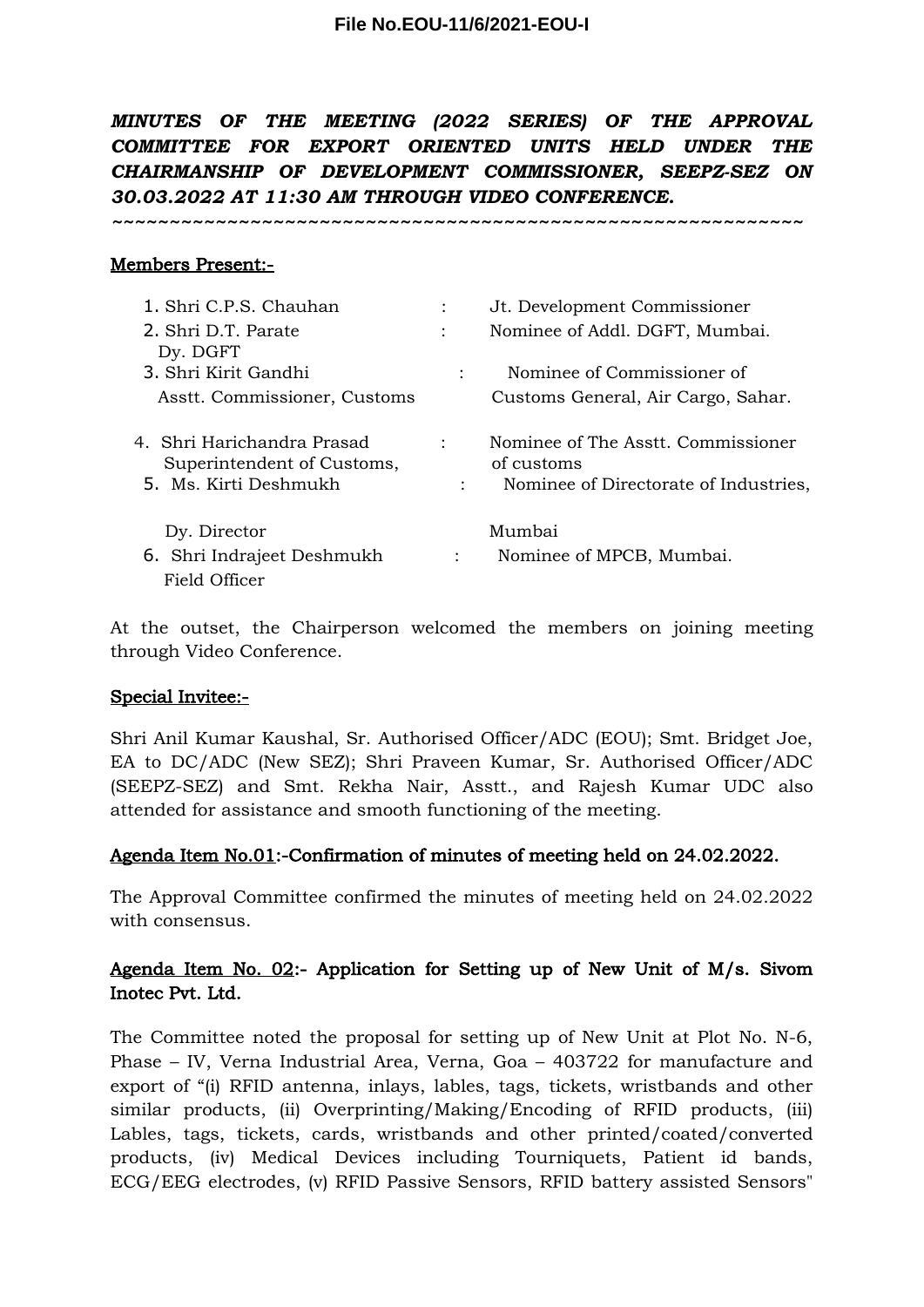**File No.EOU-11/6/2021-EOU-I**

***MINUTES OF THE MEETING (2022 SERIES) OF THE APPROVAL COMMITTEE FOR EXPORT ORIENTED UNITS HELD UNDER THE CHAIRMANSHIP OF DEVELOPMENT COMMISSIONER, SEEPZ-SEZ ON 30.03.2022 AT 11:30 AM THROUGH VIDEO CONFERENCE.***

~~~~~~~~~~~~~~~~~~~~~~~~~~~~~~~~~~~~~~~~~~~~~~~~~~~~~~~~~~~~

<u>Members Present:-</u>

| | | |
|---|---|---|
| 1. Shri C.P.S. Chauhan | : | Jt. Development Commissioner |
| 2. Shri D.T. Parate Dy. DGFT | : | Nominee of Addl. DGFT, Mumbai. |
| 3. Shri Kirit Gandhi Asstt. Commissioner, Customs | : | Nominee of Commissioner of Customs General, Air Cargo, Sahar. |
| 4. Shri Harichandra Prasad Superintendent of Customs, | : | Nominee of The Asstt. Commissioner of customs |
| 5. Ms. Kirti Deshmukh Dy. Director | : | Nominee of Directorate of Industries, Mumbai |
| 6. Shri Indrajeet Deshmukh Field Officer | : | Nominee of MPCB, Mumbai. |

At the outset, the Chairperson welcomed the members on joining meeting through Video Conference.

<u>Special Invitee:-</u>

Shri Anil Kumar Kaushal, Sr. Authorised Officer/ADC (EOU); Smt. Bridget Joe, EA to DC/ADC (New SEZ); Shri Praveen Kumar, Sr. Authorised Officer/ADC (SEEPZ-SEZ) and Smt. Rekha Nair, Asstt., and Rajesh Kumar UDC also attended for assistance and smooth functioning of the meeting.

**<u>Agenda Item No.01</u>:-Confirmation of minutes of meeting held on 24.02.2022.**

The Approval Committee confirmed the minutes of meeting held on 24.02.2022 with consensus.

**<u>Agenda Item No. 02</u>:- Application for Setting up of New Unit of M/s. Sivom Inotec Pvt. Ltd.**

The Committee noted the proposal for setting up of New Unit at Plot No. N-6, Phase – IV, Verna Industrial Area, Verna, Goa – 403722 for manufacture and export of "(i) RFID antenna, inlays, lables, tags, tickets, wristbands and other similar products, (ii) Overprinting/Making/Encoding of RFID products, (iii) Lables, tags, tickets, cards, wristbands and other printed/coated/converted products, (iv) Medical Devices including Tourniquets, Patient id bands, ECG/EEG electrodes, (v) RFID Passive Sensors, RFID battery assisted Sensors"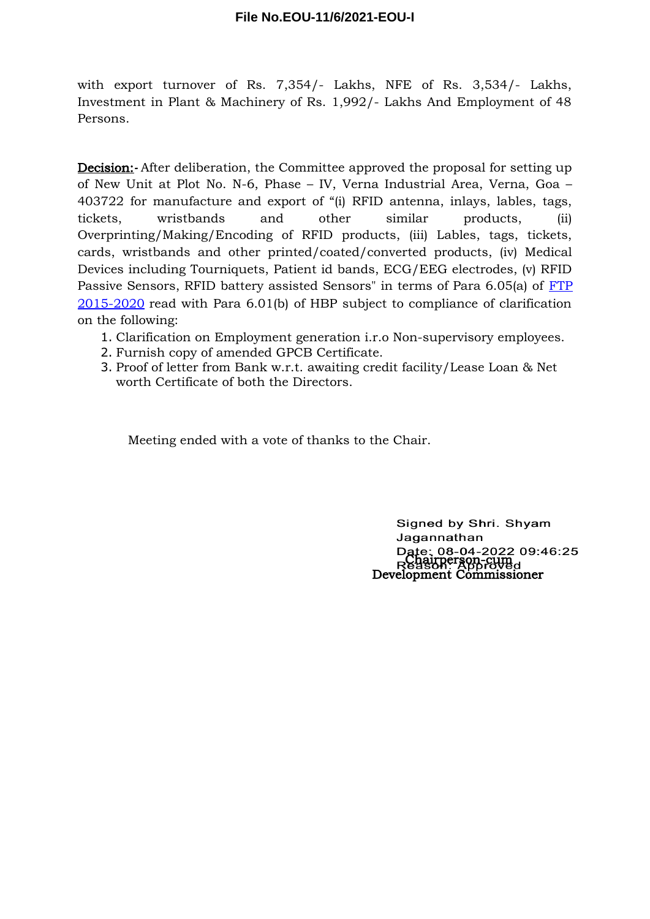with export turnover of Rs. 7,354/- Lakhs, NFE of Rs. 3,534/- Lakhs, Investment in Plant & Machinery of Rs. 1,992/- Lakhs And Employment of 48 Persons.

**Decision:-** After deliberation, the Committee approved the proposal for setting up of New Unit at Plot No. N-6, Phase – IV, Verna Industrial Area, Verna, Goa – 403722 for manufacture and export of "(i) RFID antenna, inlays, lables, tags, tickets, wristbands and other similar products, (ii) Overprinting/Making/Encoding of RFID products, (iii) Lables, tags, tickets, cards, wristbands and other printed/coated/converted products, (iv) Medical Devices including Tourniquets, Patient id bands, ECG/EEG electrodes, (v) RFID Passive Sensors, RFID battery assisted Sensors" in terms of Para 6.05(a) of FTP 2015-2020 read with Para 6.01(b) of HBP subject to compliance of clarification on the following:

1. Clarification on Employment generation i.r.o Non-supervisory employees.
2. Furnish copy of amended GPCB Certificate.
3. Proof of letter from Bank w.r.t. awaiting credit facility/Lease Loan & Net worth Certificate of both the Directors.

Meeting ended with a vote of thanks to the Chair.

Signed by Shri. Shyam Jagannathan
Date: 08-04-2022 09:46:25
Reason: Approved

Chairperson-cum
Development Commissioner